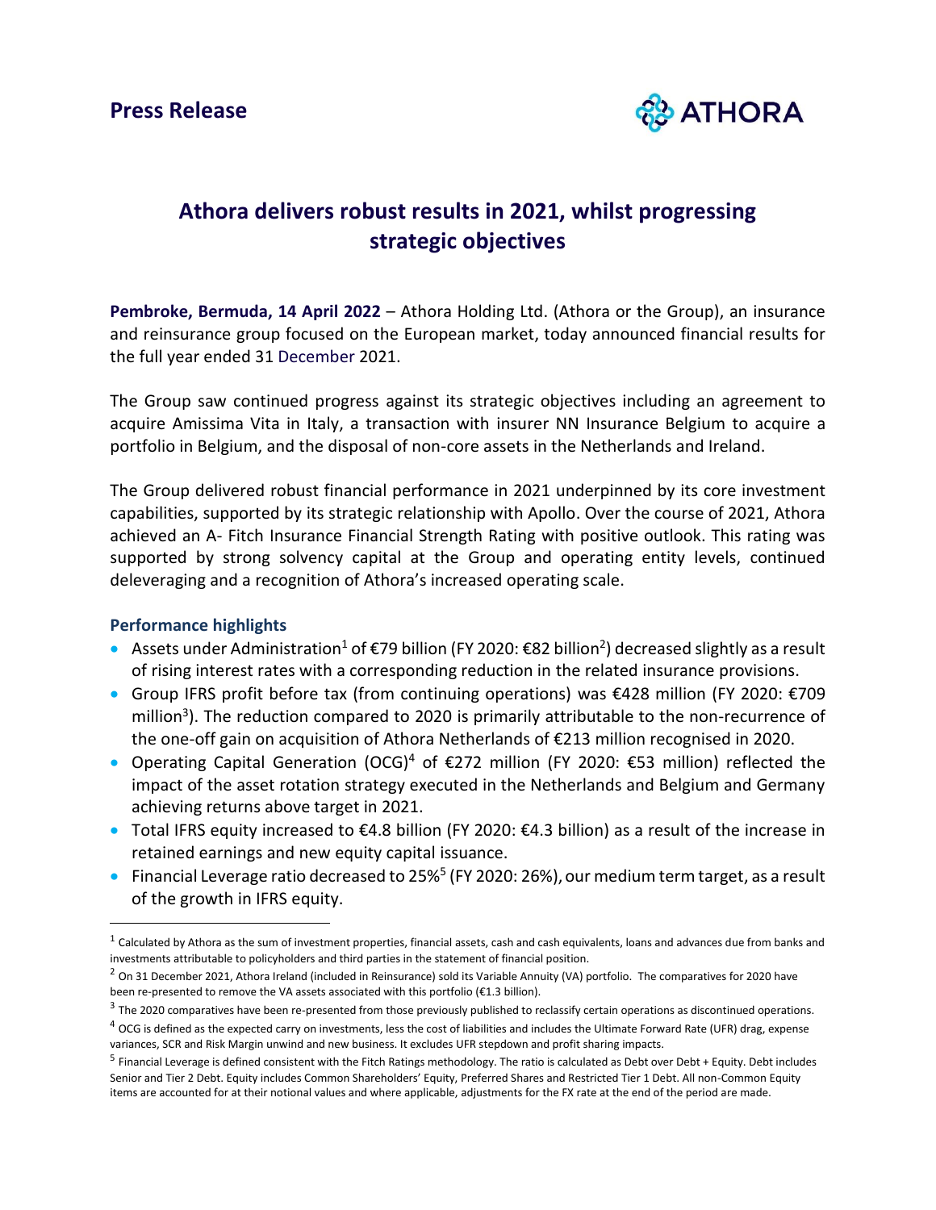**Press Release**

# Athora delivers robust results in 2021, whilst progressing strategic objectives

**Pembroke, Bermuda, 14 April 2022** – Athora Holding Ltd. (Athora or the Group), an insurance and reinsurance group focused on the European market, today announced financial results for the full year ended 31 December 2021.

The Group saw continued progress against its strategic objectives including an agreement to acquire Amissima Vita in Italy, a transaction with insurer NN Insurance Belgium to acquire a portfolio in Belgium, and the disposal of non-core assets in the Netherlands and Ireland.

The Group delivered robust financial performance in 2021 underpinned by its core investment capabilities, supported by its strategic relationship with Apollo. Over the course of 2021, Athora achieved an A- Fitch Insurance Financial Strength Rating with positive outlook. This rating was supported by strong solvency capital at the Group and operating entity levels, continued deleveraging and a recognition of Athora's increased operating scale.

## Performance highlights

- Assets under Administration[1] of €79 billion (FY 2020: €82 billion[2]) decreased slightly as a result of rising interest rates with a corresponding reduction in the related insurance provisions.
- Group IFRS profit before tax (from continuing operations) was €428 million (FY 2020: €709 million[3]). The reduction compared to 2020 is primarily attributable to the non-recurrence of the one-off gain on acquisition of Athora Netherlands of €213 million recognised in 2020.
- Operating Capital Generation (OCG)[4] of €272 million (FY 2020: €53 million) reflected the impact of the asset rotation strategy executed in the Netherlands and Belgium and Germany achieving returns above target in 2021.
- Total IFRS equity increased to €4.8 billion (FY 2020: €4.3 billion) as a result of the increase in retained earnings and new equity capital issuance.
- Financial Leverage ratio decreased to 25%[5] (FY 2020: 26%), our medium term target, as a result of the growth in IFRS equity.

---

[1] Calculated by Athora as the sum of investment properties, financial assets, cash and cash equivalents, loans and advances due from banks and investments attributable to policyholders and third parties in the statement of financial position.

[2] On 31 December 2021, Athora Ireland (included in Reinsurance) sold its Variable Annuity (VA) portfolio. The comparatives for 2020 have been re-presented to remove the VA assets associated with this portfolio (€1.3 billion).

[3] The 2020 comparatives have been re-presented from those previously published to reclassify certain operations as discontinued operations.

[4] OCG is defined as the expected carry on investments, less the cost of liabilities and includes the Ultimate Forward Rate (UFR) drag, expense variances, SCR and Risk Margin unwind and new business. It excludes UFR stepdown and profit sharing impacts.

[5] Financial Leverage is defined consistent with the Fitch Ratings methodology. The ratio is calculated as Debt over Debt + Equity. Debt includes Senior and Tier 2 Debt. Equity includes Common Shareholders' Equity, Preferred Shares and Restricted Tier 1 Debt. All non-Common Equity items are accounted for at their notional values and where applicable, adjustments for the FX rate at the end of the period are made.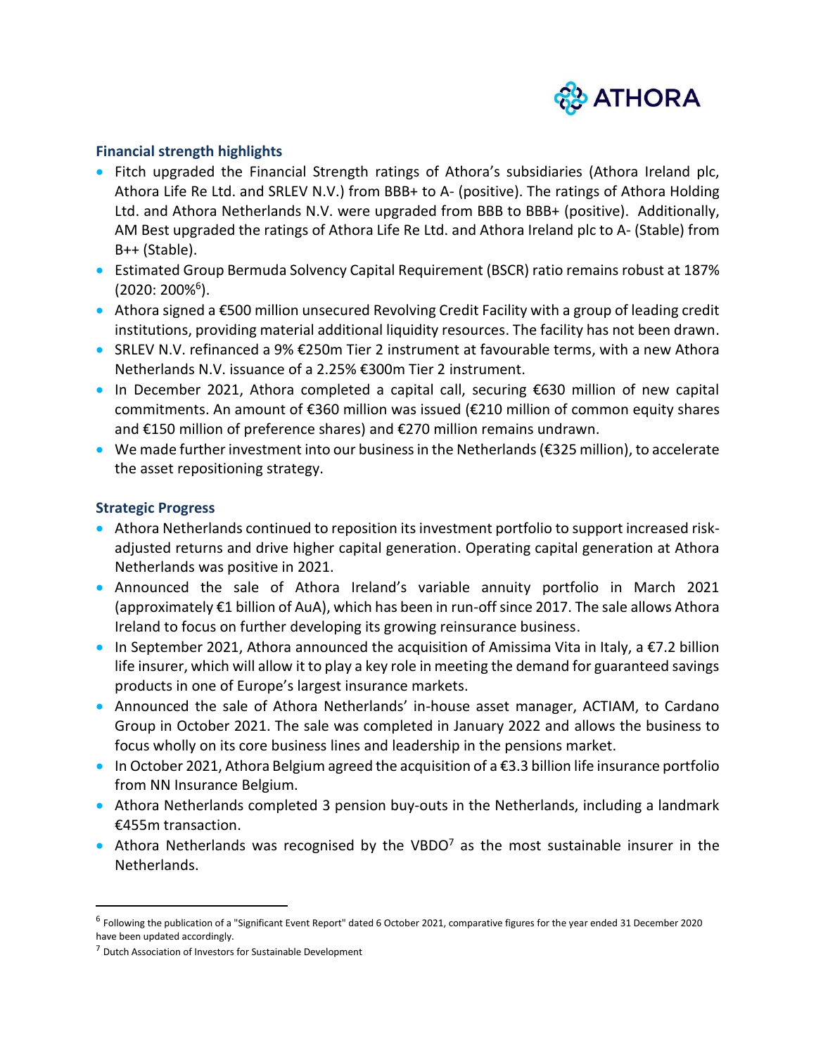## Financial strength highlights

- Fitch upgraded the Financial Strength ratings of Athora's subsidiaries (Athora Ireland plc, Athora Life Re Ltd. and SRLEV N.V.) from BBB+ to A- (positive). The ratings of Athora Holding Ltd. and Athora Netherlands N.V. were upgraded from BBB to BBB+ (positive). Additionally, AM Best upgraded the ratings of Athora Life Re Ltd. and Athora Ireland plc to A- (Stable) from B++ (Stable).
- Estimated Group Bermuda Solvency Capital Requirement (BSCR) ratio remains robust at 187% (2020: 200%[6]).
- Athora signed a €500 million unsecured Revolving Credit Facility with a group of leading credit institutions, providing material additional liquidity resources. The facility has not been drawn.
- SRLEV N.V. refinanced a 9% €250m Tier 2 instrument at favourable terms, with a new Athora Netherlands N.V. issuance of a 2.25% €300m Tier 2 instrument.
- In December 2021, Athora completed a capital call, securing €630 million of new capital commitments. An amount of €360 million was issued (€210 million of common equity shares and €150 million of preference shares) and €270 million remains undrawn.
- We made further investment into our business in the Netherlands (€325 million), to accelerate the asset repositioning strategy.

## Strategic Progress

- Athora Netherlands continued to reposition its investment portfolio to support increased risk-adjusted returns and drive higher capital generation. Operating capital generation at Athora Netherlands was positive in 2021.
- Announced the sale of Athora Ireland's variable annuity portfolio in March 2021 (approximately €1 billion of AuA), which has been in run-off since 2017. The sale allows Athora Ireland to focus on further developing its growing reinsurance business.
- In September 2021, Athora announced the acquisition of Amissima Vita in Italy, a €7.2 billion life insurer, which will allow it to play a key role in meeting the demand for guaranteed savings products in one of Europe's largest insurance markets.
- Announced the sale of Athora Netherlands' in-house asset manager, ACTIAM, to Cardano Group in October 2021. The sale was completed in January 2022 and allows the business to focus wholly on its core business lines and leadership in the pensions market.
- In October 2021, Athora Belgium agreed the acquisition of a €3.3 billion life insurance portfolio from NN Insurance Belgium.
- Athora Netherlands completed 3 pension buy-outs in the Netherlands, including a landmark €455m transaction.
- Athora Netherlands was recognised by the VBDO[7] as the most sustainable insurer in the Netherlands.

---

[6] Following the publication of a "Significant Event Report" dated 6 October 2021, comparative figures for the year ended 31 December 2020 have been updated accordingly.

[7] Dutch Association of Investors for Sustainable Development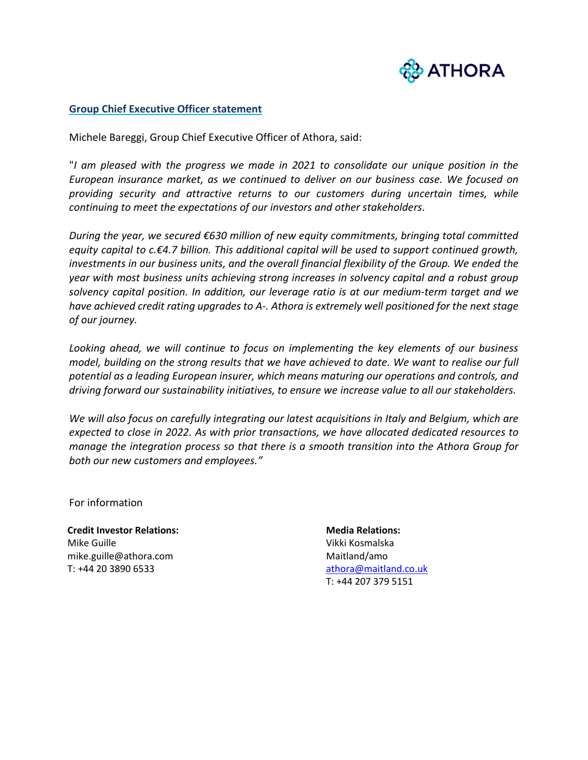## Group Chief Executive Officer statement

Michele Bareggi, Group Chief Executive Officer of Athora, said:

"*I am pleased with the progress we made in 2021 to consolidate our unique position in the European insurance market, as we continued to deliver on our business case. We focused on providing security and attractive returns to our customers during uncertain times, while continuing to meet the expectations of our investors and other stakeholders.*

*During the year, we secured €630 million of new equity commitments, bringing total committed equity capital to c.€4.7 billion. This additional capital will be used to support continued growth, investments in our business units, and the overall financial flexibility of the Group. We ended the year with most business units achieving strong increases in solvency capital and a robust group solvency capital position. In addition, our leverage ratio is at our medium-term target and we have achieved credit rating upgrades to A-. Athora is extremely well positioned for the next stage of our journey.*

*Looking ahead, we will continue to focus on implementing the key elements of our business model, building on the strong results that we have achieved to date. We want to realise our full potential as a leading European insurer, which means maturing our operations and controls, and driving forward our sustainability initiatives, to ensure we increase value to all our stakeholders.*

*We will also focus on carefully integrating our latest acquisitions in Italy and Belgium, which are expected to close in 2022. As with prior transactions, we have allocated dedicated resources to manage the integration process so that there is a smooth transition into the Athora Group for both our new customers and employees."*

For information

**Credit Investor Relations:**
Mike Guille
mike.guille@athora.com
T: +44 20 3890 6533

**Media Relations:**
Vikki Kosmalska
Maitland/amo
athora@maitland.co.uk
T: +44 207 379 5151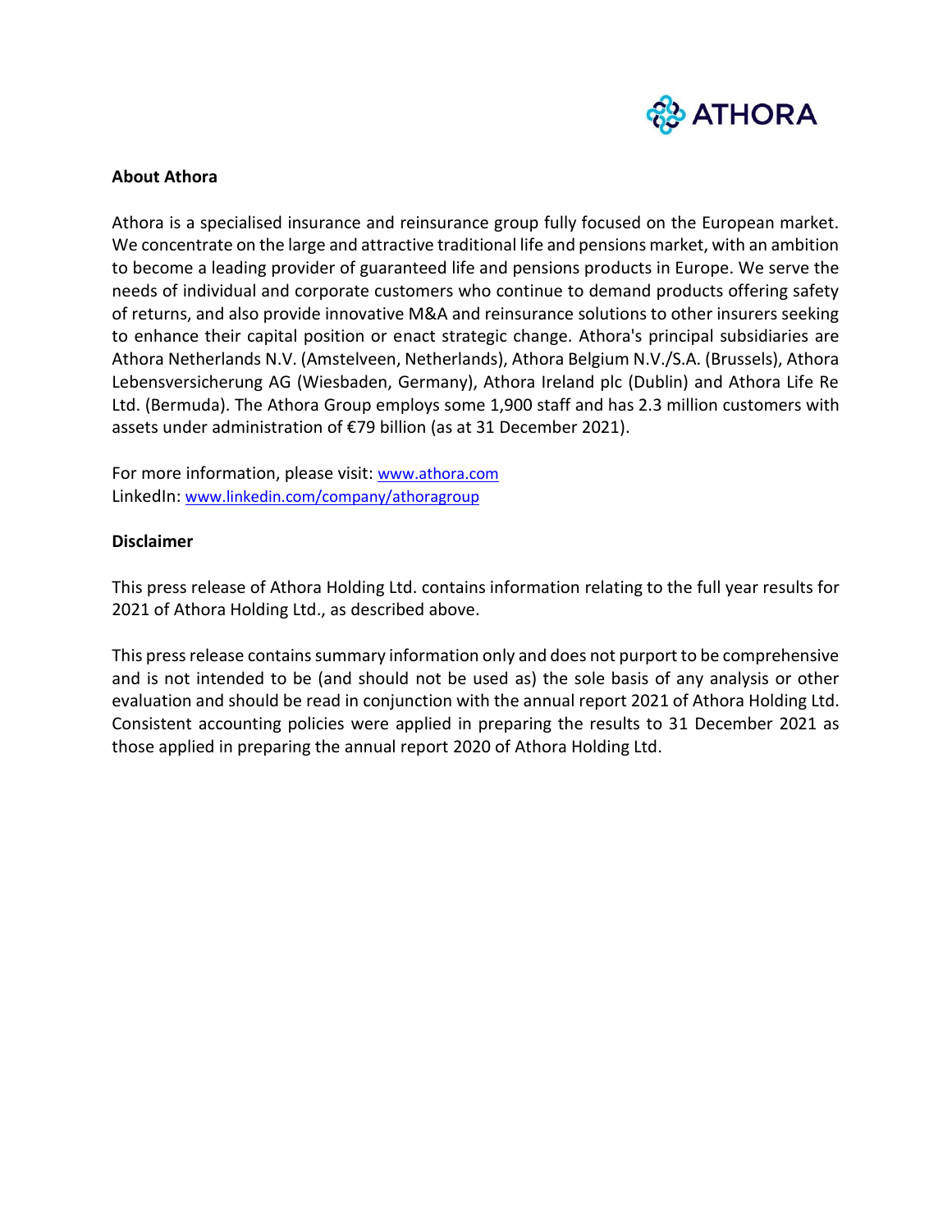## About Athora

Athora is a specialised insurance and reinsurance group fully focused on the European market. We concentrate on the large and attractive traditional life and pensions market, with an ambition to become a leading provider of guaranteed life and pensions products in Europe. We serve the needs of individual and corporate customers who continue to demand products offering safety of returns, and also provide innovative M&A and reinsurance solutions to other insurers seeking to enhance their capital position or enact strategic change. Athora's principal subsidiaries are Athora Netherlands N.V. (Amstelveen, Netherlands), Athora Belgium N.V./S.A. (Brussels), Athora Lebensversicherung AG (Wiesbaden, Germany), Athora Ireland plc (Dublin) and Athora Life Re Ltd. (Bermuda). The Athora Group employs some 1,900 staff and has 2.3 million customers with assets under administration of €79 billion (as at 31 December 2021).

For more information, please visit: www.athora.com
LinkedIn: www.linkedin.com/company/athoragroup

## Disclaimer

This press release of Athora Holding Ltd. contains information relating to the full year results for 2021 of Athora Holding Ltd., as described above.

This press release contains summary information only and does not purport to be comprehensive and is not intended to be (and should not be used as) the sole basis of any analysis or other evaluation and should be read in conjunction with the annual report 2021 of Athora Holding Ltd. Consistent accounting policies were applied in preparing the results to 31 December 2021 as those applied in preparing the annual report 2020 of Athora Holding Ltd.